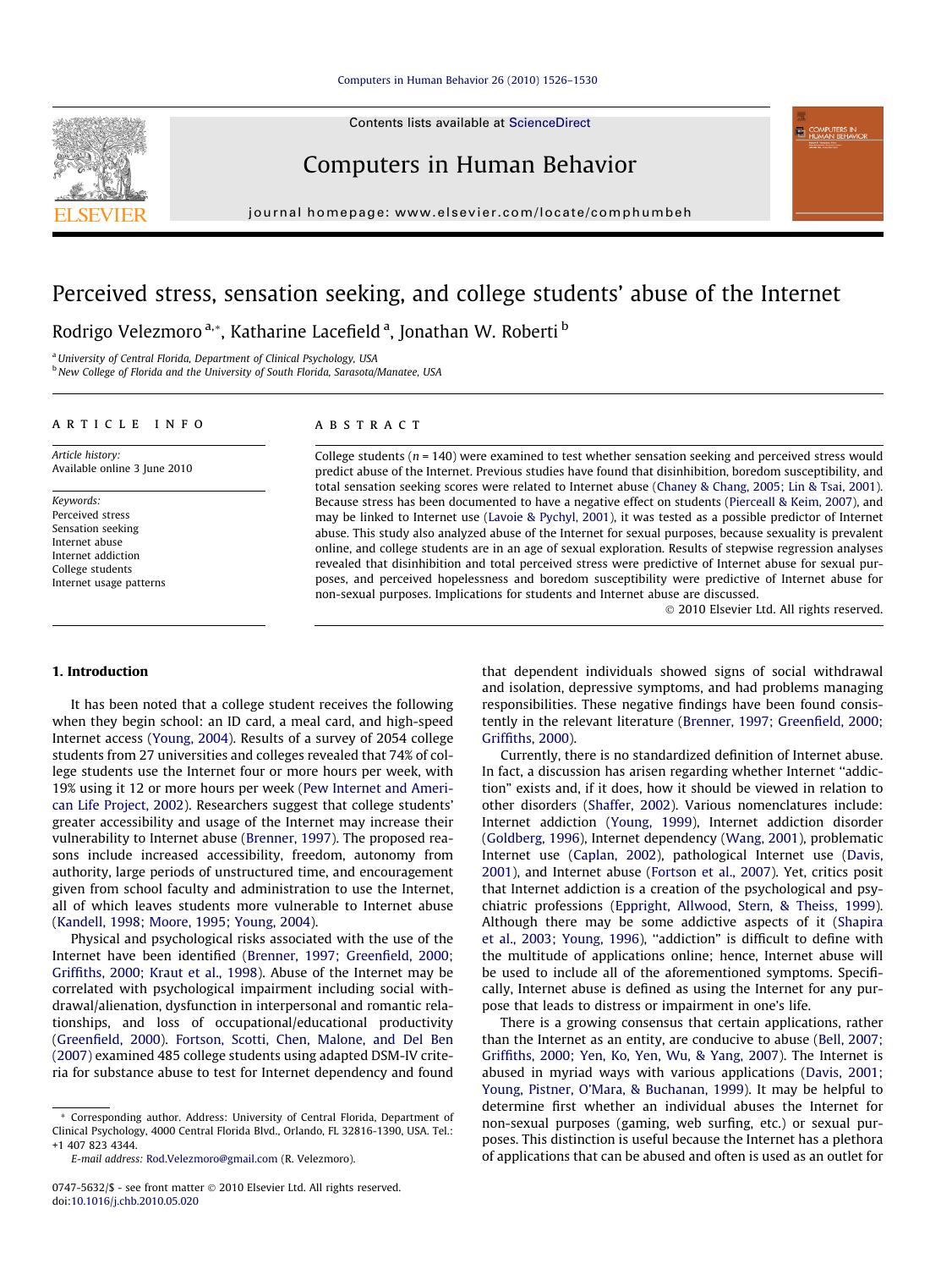# Perceived stress, sensation seeking, and college students' abuse of the Internet

Rodrigo Velezmoro [a,*], Katharine Lacefield [a], Jonathan W. Roberti [b]

[a] University of Central Florida, Department of Clinical Psychology, USA
[b] New College of Florida and the University of South Florida, Sarasota/Manatee, USA

**ARTICLE INFO**

*Article history:*
Available online 3 June 2010

*Keywords:*
Perceived stress
Sensation seeking
Internet abuse
Internet addiction
College students
Internet usage patterns

**ABSTRACT**

College students ($n = 140$) were examined to test whether sensation seeking and perceived stress would predict abuse of the Internet. Previous studies have found that disinhibition, boredom susceptibility, and total sensation seeking scores were related to Internet abuse (Chaney & Chang, 2005; Lin & Tsai, 2001). Because stress has been documented to have a negative effect on students (Pierceall & Keim, 2007), and may be linked to Internet use (Lavoie & Pychyl, 2001), it was tested as a possible predictor of Internet abuse. This study also analyzed abuse of the Internet for sexual purposes, because sexuality is prevalent online, and college students are in an age of sexual exploration. Results of stepwise regression analyses revealed that disinhibition and total perceived stress were predictive of Internet abuse for sexual purposes, and perceived hopelessness and boredom susceptibility were predictive of Internet abuse for non-sexual purposes. Implications for students and Internet abuse are discussed.

© 2010 Elsevier Ltd. All rights reserved.

## 1. Introduction

It has been noted that a college student receives the following when they begin school: an ID card, a meal card, and high-speed Internet access (Young, 2004). Results of a survey of 2054 college students from 27 universities and colleges revealed that 74% of college students use the Internet four or more hours per week, with 19% using it 12 or more hours per week (Pew Internet and American Life Project, 2002). Researchers suggest that college students' greater accessibility and usage of the Internet may increase their vulnerability to Internet abuse (Brenner, 1997). The proposed reasons include increased accessibility, freedom, autonomy from authority, large periods of unstructured time, and encouragement given from school faculty and administration to use the Internet, all of which leaves students more vulnerable to Internet abuse (Kandell, 1998; Moore, 1995; Young, 2004).

Physical and psychological risks associated with the use of the Internet have been identified (Brenner, 1997; Greenfield, 2000; Griffiths, 2000; Kraut et al., 1998). Abuse of the Internet may be correlated with psychological impairment including social withdrawal/alienation, dysfunction in interpersonal and romantic relationships, and loss of occupational/educational productivity (Greenfield, 2000). Fortson, Scotti, Chen, Malone, and Del Ben (2007) examined 485 college students using adapted DSM-IV criteria for substance abuse to test for Internet dependency and found that dependent individuals showed signs of social withdrawal and isolation, depressive symptoms, and had problems managing responsibilities. These negative findings have been found consistently in the relevant literature (Brenner, 1997; Greenfield, 2000; Griffiths, 2000).

Currently, there is no standardized definition of Internet abuse. In fact, a discussion has arisen regarding whether Internet "addiction" exists and, if it does, how it should be viewed in relation to other disorders (Shaffer, 2002). Various nomenclatures include: Internet addiction (Young, 1999), Internet addiction disorder (Goldberg, 1996), Internet dependency (Wang, 2001), problematic Internet use (Caplan, 2002), pathological Internet use (Davis, 2001), and Internet abuse (Fortson et al., 2007). Yet, critics posit that Internet addiction is a creation of the psychological and psychiatric professions (Eppright, Allwood, Stern, & Theiss, 1999). Although there may be some addictive aspects of it (Shapira et al., 2003; Young, 1996), "addiction" is difficult to define with the multitude of applications online; hence, Internet abuse will be used to include all of the aforementioned symptoms. Specifically, Internet abuse is defined as using the Internet for any purpose that leads to distress or impairment in one's life.

There is a growing consensus that certain applications, rather than the Internet as an entity, are conducive to abuse (Bell, 2007; Griffiths, 2000; Yen, Ko, Yen, Wu, & Yang, 2007). The Internet is abused in myriad ways with various applications (Davis, 2001; Young, Pistner, O'Mara, & Buchanan, 1999). It may be helpful to determine first whether an individual abuses the Internet for non-sexual purposes (gaming, web surfing, etc.) or sexual purposes. This distinction is useful because the Internet has a plethora of applications that can be abused and often is used as an outlet for

\* Corresponding author. Address: University of Central Florida, Department of Clinical Psychology, 4000 Central Florida Blvd., Orlando, FL 32816-1390, USA. Tel.: +1 407 823 4344.
E-mail address: Rod.Velezmoro@gmail.com (R. Velezmoro).

0747-5632/$ - see front matter © 2010 Elsevier Ltd. All rights reserved.
doi:10.1016/j.chb.2010.05.020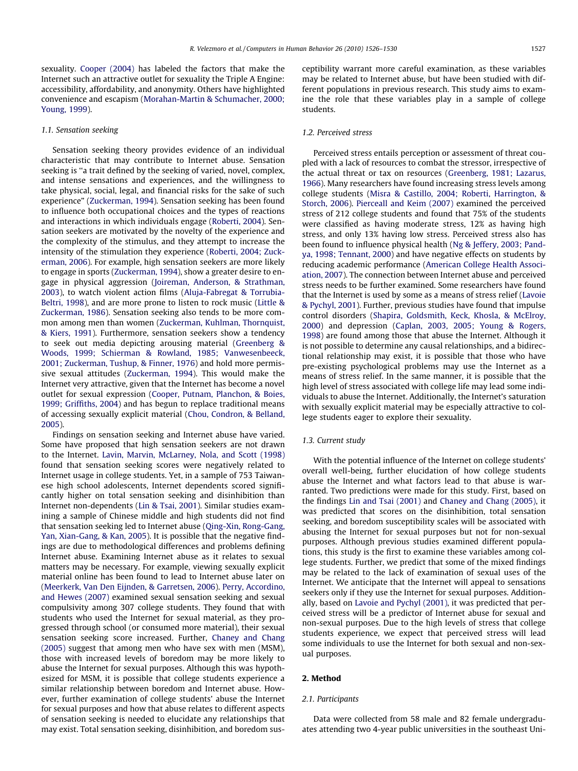sexuality. Cooper (2004) has labeled the factors that make the Internet such an attractive outlet for sexuality the Triple A Engine: accessibility, affordability, and anonymity. Others have highlighted convenience and escapism (Morahan-Martin & Schumacher, 2000; Young, 1999).

### 1.1. Sensation seeking

Sensation seeking theory provides evidence of an individual characteristic that may contribute to Internet abuse. Sensation seeking is ''a trait defined by the seeking of varied, novel, complex, and intense sensations and experiences, and the willingness to take physical, social, legal, and financial risks for the sake of such experience'' (Zuckerman, 1994). Sensation seeking has been found to influence both occupational choices and the types of reactions and interactions in which individuals engage (Roberti, 2004). Sensation seekers are motivated by the novelty of the experience and the complexity of the stimulus, and they attempt to increase the intensity of the stimulation they experience (Roberti, 2004; Zuckerman, 2006). For example, high sensation seekers are more likely to engage in sports (Zuckerman, 1994), show a greater desire to engage in physical aggression (Joireman, Anderson, & Strathman, 2003), to watch violent action films (Aluja-Fabregat & Torrubia-Beltri, 1998), and are more prone to listen to rock music (Little & Zuckerman, 1986). Sensation seeking also tends to be more common among men than women (Zuckerman, Kuhlman, Thornquist, & Kiers, 1991). Furthermore, sensation seekers show a tendency to seek out media depicting arousing material (Greenberg & Woods, 1999; Schierman & Rowland, 1985; Vanwesenbeeck, 2001; Zuckerman, Tushup, & Finner, 1976) and hold more permissive sexual attitudes (Zuckerman, 1994). This would make the Internet very attractive, given that the Internet has become a novel outlet for sexual expression (Cooper, Putnam, Planchon, & Boies, 1999; Griffiths, 2004) and has begun to replace traditional means of accessing sexually explicit material (Chou, Condron, & Belland, 2005).

Findings on sensation seeking and Internet abuse have varied. Some have proposed that high sensation seekers are not drawn to the Internet. Lavin, Marvin, McLarney, Nola, and Scott (1998) found that sensation seeking scores were negatively related to Internet usage in college students. Yet, in a sample of 753 Taiwanese high school adolescents, Internet dependents scored significantly higher on total sensation seeking and disinhibition than Internet non-dependents (Lin & Tsai, 2001). Similar studies examining a sample of Chinese middle and high students did not find that sensation seeking led to Internet abuse (Qing-Xin, Rong-Gang, Yan, Xian-Gang, & Kan, 2005). It is possible that the negative findings are due to methodological differences and problems defining Internet abuse. Examining Internet abuse as it relates to sexual matters may be necessary. For example, viewing sexually explicit material online has been found to lead to Internet abuse later on (Meerkerk, Van Den Eijnden, & Garretsen, 2006). Perry, Accordino, and Hewes (2007) examined sexual sensation seeking and sexual compulsivity among 307 college students. They found that with students who used the Internet for sexual material, as they progressed through school (or consumed more material), their sexual sensation seeking score increased. Further, Chaney and Chang (2005) suggest that among men who have sex with men (MSM), those with increased levels of boredom may be more likely to abuse the Internet for sexual purposes. Although this was hypothesized for MSM, it is possible that college students experience a similar relationship between boredom and Internet abuse. However, further examination of college students' abuse the Internet for sexual purposes and how that abuse relates to different aspects of sensation seeking is needed to elucidate any relationships that may exist. Total sensation seeking, disinhibition, and boredom susceptibility warrant more careful examination, as these variables may be related to Internet abuse, but have been studied with different populations in previous research. This study aims to examine the role that these variables play in a sample of college students.

### 1.2. Perceived stress

Perceived stress entails perception or assessment of threat coupled with a lack of resources to combat the stressor, irrespective of the actual threat or tax on resources (Greenberg, 1981; Lazarus, 1966). Many researchers have found increasing stress levels among college students (Misra & Castillo, 2004; Roberti, Harrington, & Storch, 2006). Pierceall and Keim (2007) examined the perceived stress of 212 college students and found that 75% of the students were classified as having moderate stress, 12% as having high stress, and only 13% having low stress. Perceived stress also has been found to influence physical health (Ng & Jeffery, 2003; Pandya, 1998; Tennant, 2000) and have negative effects on students by reducing academic performance (American College Health Association, 2007). The connection between Internet abuse and perceived stress needs to be further examined. Some researchers have found that the Internet is used by some as a means of stress relief (Lavoie & Pychyl, 2001). Further, previous studies have found that impulse control disorders (Shapira, Goldsmith, Keck, Khosla, & McElroy, 2000) and depression (Caplan, 2003, 2005; Young & Rogers, 1998) are found among those that abuse the Internet. Although it is not possible to determine any causal relationships, and a bidirectional relationship may exist, it is possible that those who have pre-existing psychological problems may use the Internet as a means of stress relief. In the same manner, it is possible that the high level of stress associated with college life may lead some individuals to abuse the Internet. Additionally, the Internet's saturation with sexually explicit material may be especially attractive to college students eager to explore their sexuality.

### 1.3. Current study

With the potential influence of the Internet on college students' overall well-being, further elucidation of how college students abuse the Internet and what factors lead to that abuse is warranted. Two predictions were made for this study. First, based on the findings Lin and Tsai (2001) and Chaney and Chang (2005), it was predicted that scores on the disinhibition, total sensation seeking, and boredom susceptibility scales will be associated with abusing the Internet for sexual purposes but not for non-sexual purposes. Although previous studies examined different populations, this study is the first to examine these variables among college students. Further, we predict that some of the mixed findings may be related to the lack of examination of sexual uses of the Internet. We anticipate that the Internet will appeal to sensations seekers only if they use the Internet for sexual purposes. Additionally, based on Lavoie and Pychyl (2001), it was predicted that perceived stress will be a predictor of Internet abuse for sexual and non-sexual purposes. Due to the high levels of stress that college students experience, we expect that perceived stress will lead some individuals to use the Internet for both sexual and non-sexual purposes.

## 2. Method

### 2.1. Participants

Data were collected from 58 male and 82 female undergraduates attending two 4-year public universities in the southeast Uni-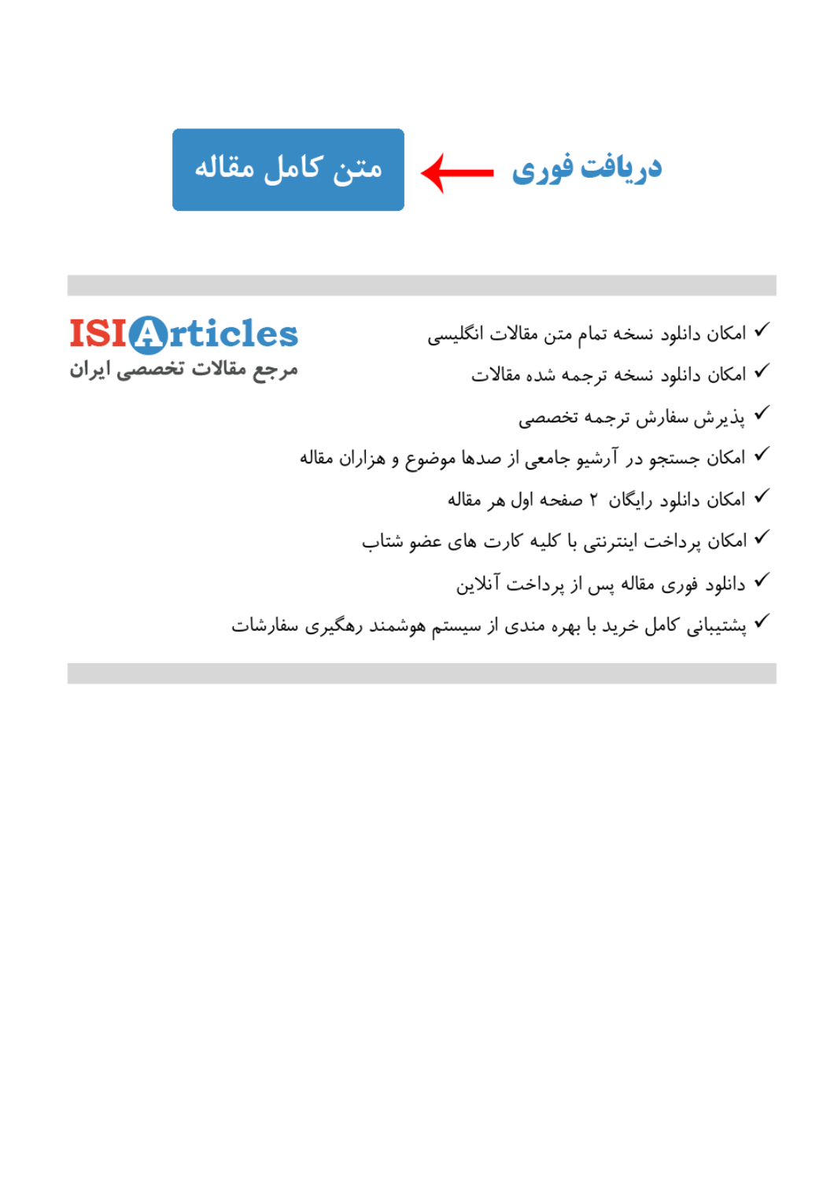**دریافت فوری** ← **متن کامل مقاله**

---

**ISIArticles**
مرجع مقالات تخصصی ایران

- ✓ امکان دانلود نسخه تمام متن مقالات انگلیسی
- ✓ امکان دانلود نسخه ترجمه شده مقالات
- ✓ پذیرش سفارش ترجمه تخصصی
- ✓ امکان جستجو در آرشیو جامعی از صدها موضوع و هزاران مقاله
- ✓ امکان دانلود رایگان ۲ صفحه اول هر مقاله
- ✓ امکان پرداخت اینترنتی با کلیه کارت های عضو شتاب
- ✓ دانلود فوری مقاله پس از پرداخت آنلاین
- ✓ پشتیبانی کامل خرید با بهره مندی از سیستم هوشمند رهگیری سفارشات

---